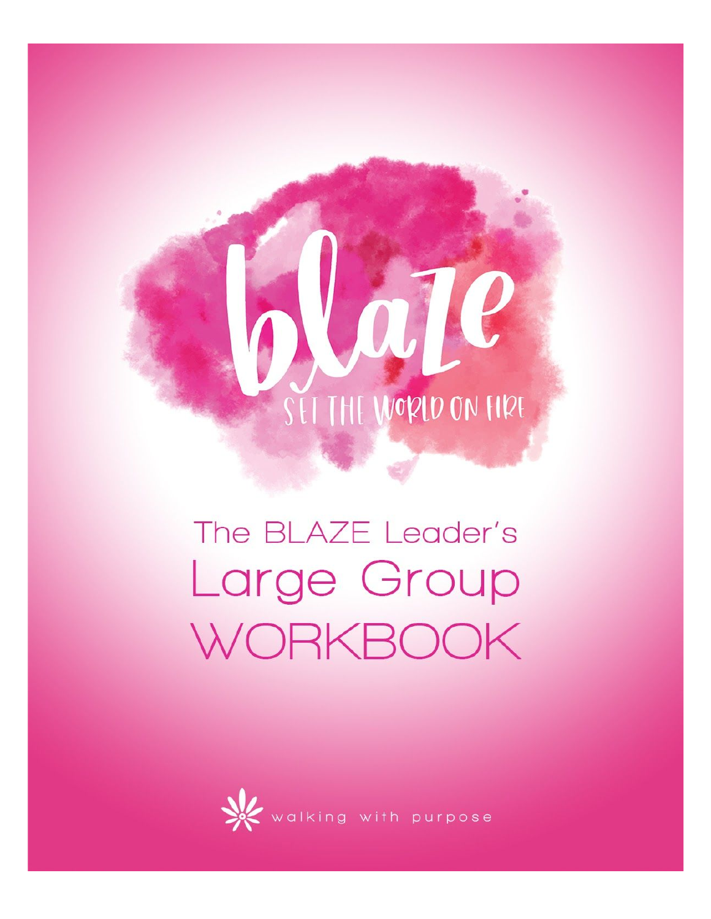# blaze

SET THE WORLD ON FIRE

## The BLAZE Leader's Large Group WORKBOOK

walking with purpose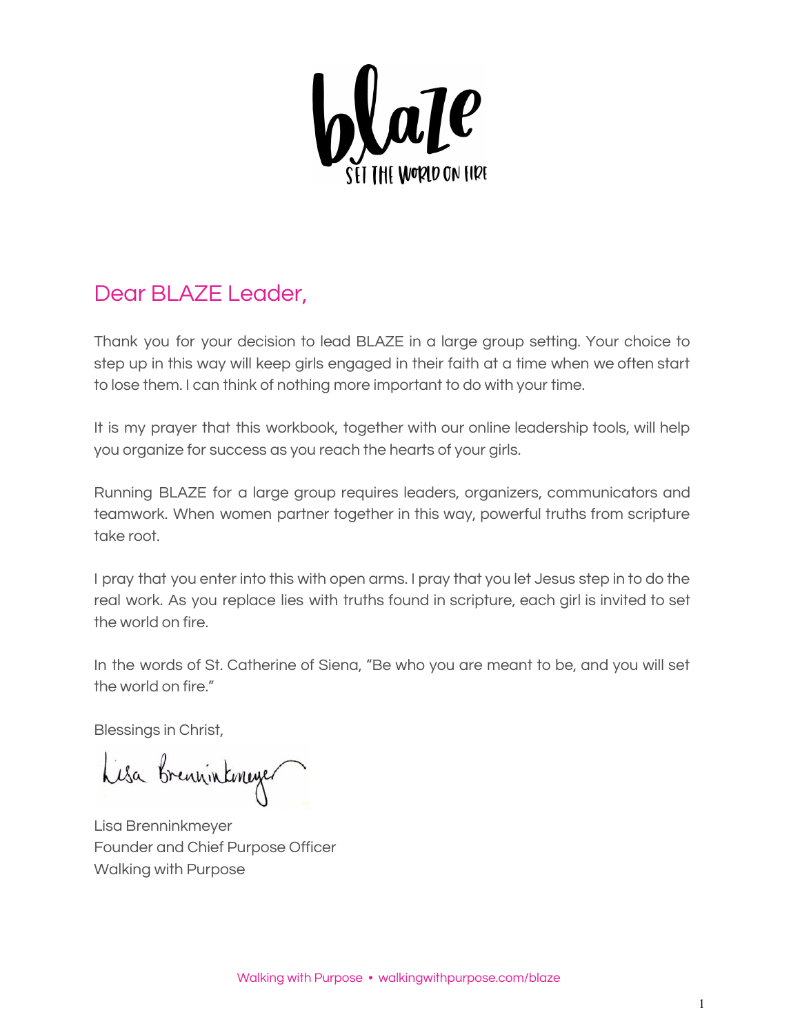blaze

SET THE WORLD ON FIRE

## Dear BLAZE Leader,

Thank you for your decision to lead BLAZE in a large group setting. Your choice to step up in this way will keep girls engaged in their faith at a time when we often start to lose them. I can think of nothing more important to do with your time.

It is my prayer that this workbook, together with our online leadership tools, will help you organize for success as you reach the hearts of your girls.

Running BLAZE for a large group requires leaders, organizers, communicators and teamwork. When women partner together in this way, powerful truths from scripture take root.

I pray that you enter into this with open arms. I pray that you let Jesus step in to do the real work. As you replace lies with truths found in scripture, each girl is invited to set the world on fire.

In the words of St. Catherine of Siena, "Be who you are meant to be, and you will set the world on fire."

Blessings in Christ,

Lisa Brenninkmeyer

Lisa Brenninkmeyer
Founder and Chief Purpose Officer
Walking with Purpose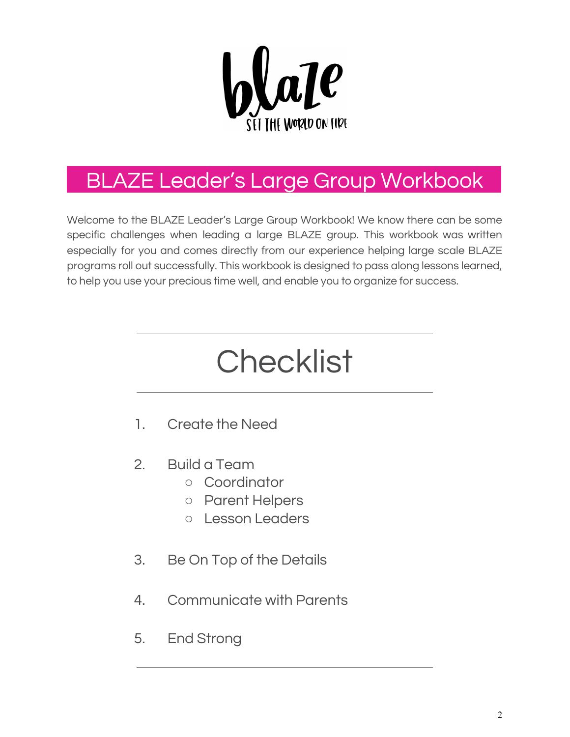blaze

SET THE WORLD ON FIRE

# BLAZE Leader's Large Group Workbook

Welcome to the BLAZE Leader's Large Group Workbook! We know there can be some specific challenges when leading a large BLAZE group. This workbook was written especially for you and comes directly from our experience helping large scale BLAZE programs roll out successfully. This workbook is designed to pass along lessons learned, to help you use your precious time well, and enable you to organize for success.

---

## Checklist

---

1. Create the Need
2. Build a Team
    - Coordinator
    - Parent Helpers
    - Lesson Leaders
3. Be On Top of the Details
4. Communicate with Parents
5. End Strong

---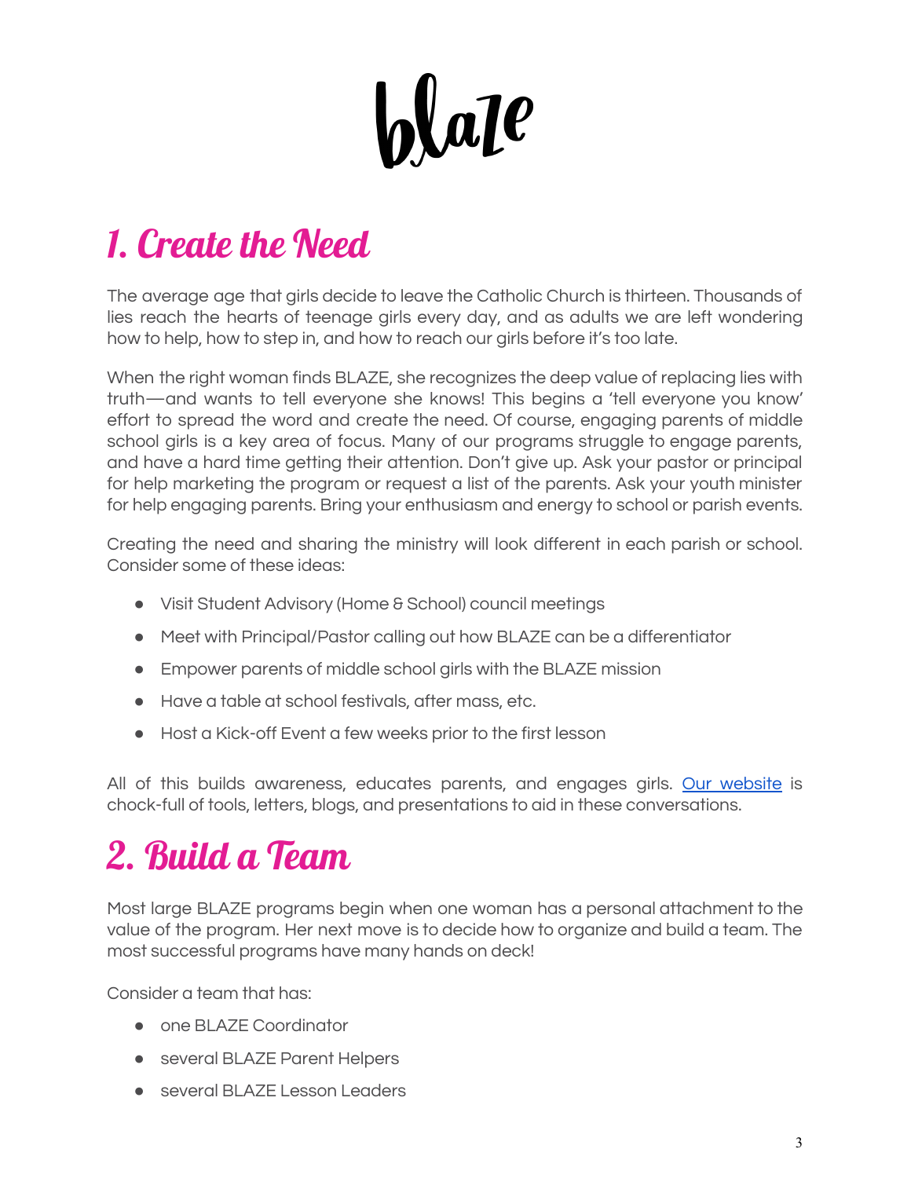# blaze

## 1. Create the Need

The average age that girls decide to leave the Catholic Church is thirteen. Thousands of lies reach the hearts of teenage girls every day, and as adults we are left wondering how to help, how to step in, and how to reach our girls before it's too late.

When the right woman finds BLAZE, she recognizes the deep value of replacing lies with truth—and wants to tell everyone she knows! This begins a 'tell everyone you know' effort to spread the word and create the need. Of course, engaging parents of middle school girls is a key area of focus. Many of our programs struggle to engage parents, and have a hard time getting their attention. Don't give up. Ask your pastor or principal for help marketing the program or request a list of the parents. Ask your youth minister for help engaging parents. Bring your enthusiasm and energy to school or parish events.

Creating the need and sharing the ministry will look different in each parish or school. Consider some of these ideas:

- Visit Student Advisory (Home & School) council meetings
- Meet with Principal/Pastor calling out how BLAZE can be a differentiator
- Empower parents of middle school girls with the BLAZE mission
- Have a table at school festivals, after mass, etc.
- Host a Kick-off Event a few weeks prior to the first lesson

All of this builds awareness, educates parents, and engages girls. Our website is chock-full of tools, letters, blogs, and presentations to aid in these conversations.

## 2. Build a Team

Most large BLAZE programs begin when one woman has a personal attachment to the value of the program. Her next move is to decide how to organize and build a team. The most successful programs have many hands on deck!

Consider a team that has:

- one BLAZE Coordinator
- several BLAZE Parent Helpers
- several BLAZE Lesson Leaders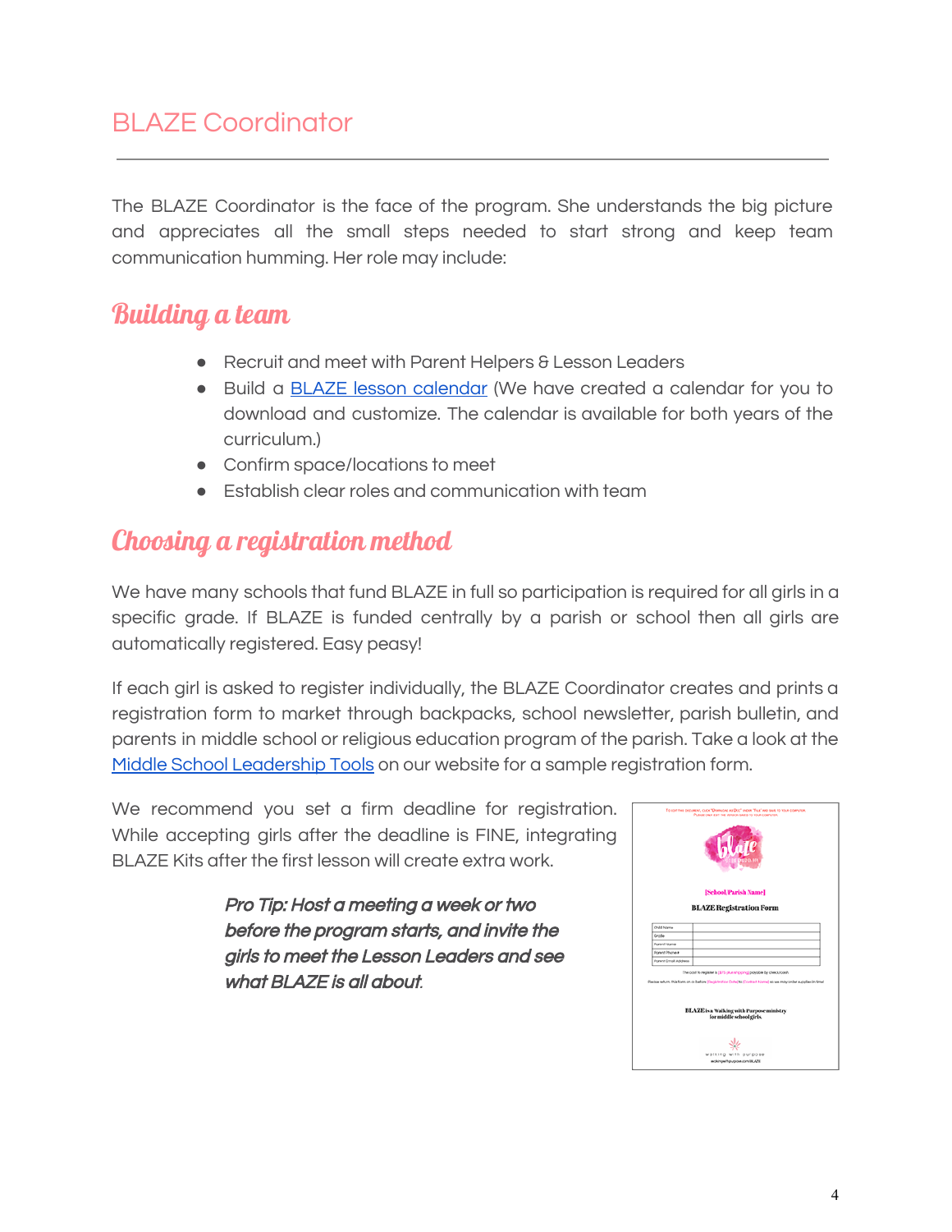# BLAZE Coordinator

The BLAZE Coordinator is the face of the program. She understands the big picture and appreciates all the small steps needed to start strong and keep team communication humming. Her role may include:

## Building a team

- Recruit and meet with Parent Helpers & Lesson Leaders
- Build a BLAZE lesson calendar (We have created a calendar for you to download and customize. The calendar is available for both years of the curriculum.)
- Confirm space/locations to meet
- Establish clear roles and communication with team

## Choosing a registration method

We have many schools that fund BLAZE in full so participation is required for all girls in a specific grade. If BLAZE is funded centrally by a parish or school then all girls are automatically registered. Easy peasy!

If each girl is asked to register individually, the BLAZE Coordinator creates and prints a registration form to market through backpacks, school newsletter, parish bulletin, and parents in middle school or religious education program of the parish. Take a look at the Middle School Leadership Tools on our website for a sample registration form.

We recommend you set a firm deadline for registration. While accepting girls after the deadline is FINE, integrating BLAZE Kits after the first lesson will create extra work.

*Pro Tip: Host a meeting a week or two before the program starts, and invite the girls to meet the Lesson Leaders and see what BLAZE is all about.*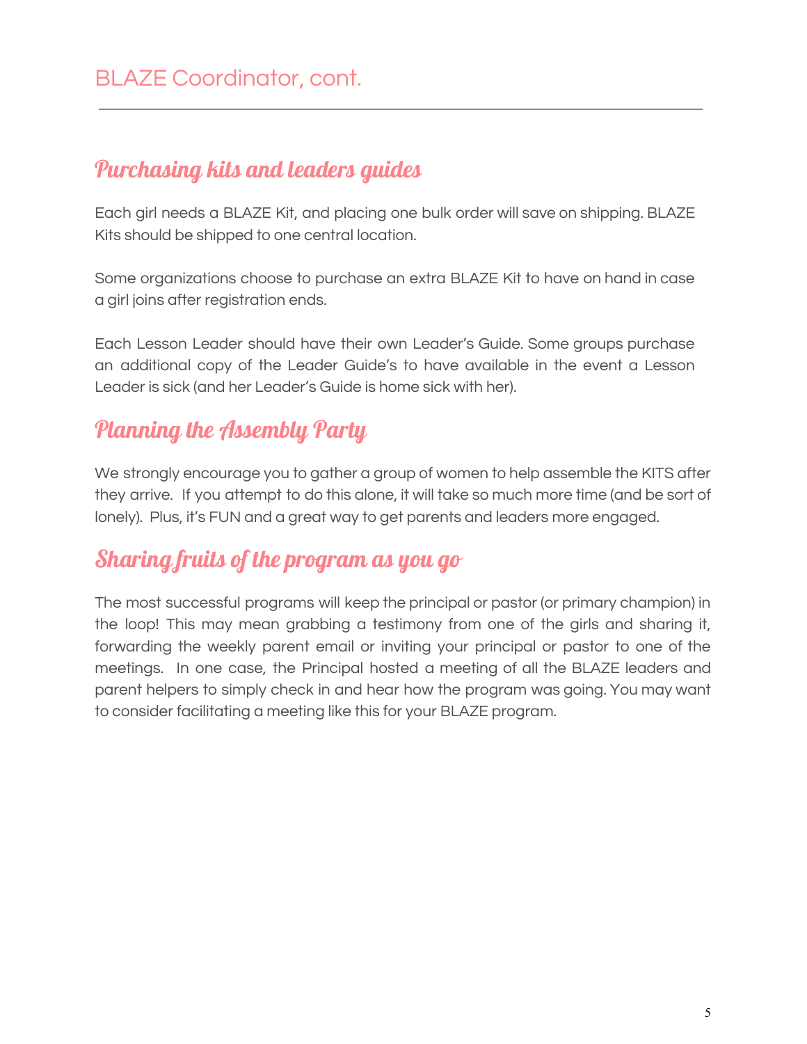# BLAZE Coordinator, cont.

## Purchasing kits and leaders guides

Each girl needs a BLAZE Kit, and placing one bulk order will save on shipping. BLAZE Kits should be shipped to one central location.

Some organizations choose to purchase an extra BLAZE Kit to have on hand in case a girl joins after registration ends.

Each Lesson Leader should have their own Leader's Guide. Some groups purchase an additional copy of the Leader Guide's to have available in the event a Lesson Leader is sick (and her Leader's Guide is home sick with her).

## Planning the Assembly Party

We strongly encourage you to gather a group of women to help assemble the KITS after they arrive. If you attempt to do this alone, it will take so much more time (and be sort of lonely). Plus, it's FUN and a great way to get parents and leaders more engaged.

## Sharing fruits of the program as you go

The most successful programs will keep the principal or pastor (or primary champion) in the loop! This may mean grabbing a testimony from one of the girls and sharing it, forwarding the weekly parent email or inviting your principal or pastor to one of the meetings. In one case, the Principal hosted a meeting of all the BLAZE leaders and parent helpers to simply check in and hear how the program was going. You may want to consider facilitating a meeting like this for your BLAZE program.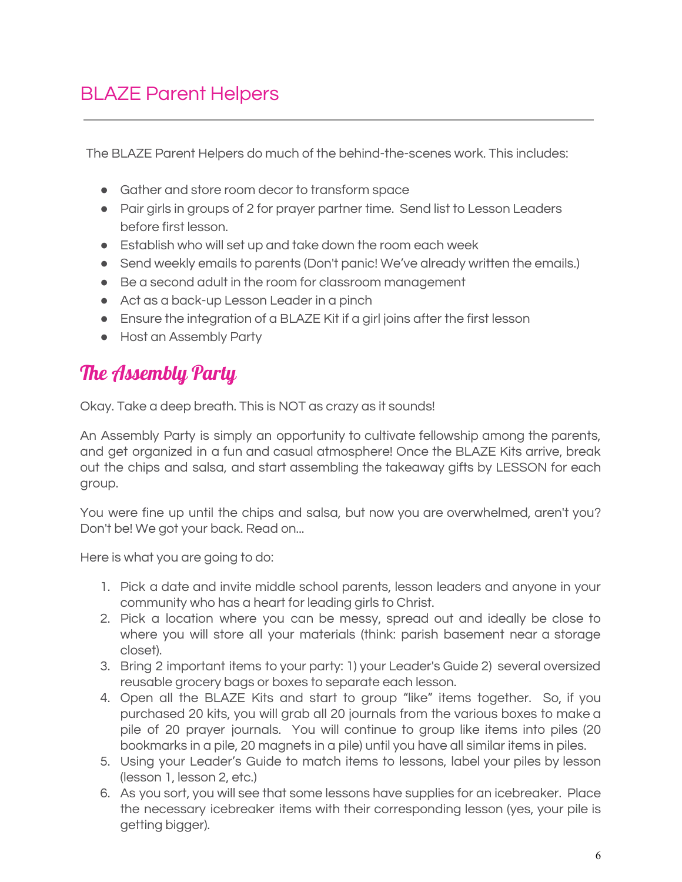# BLAZE Parent Helpers

The BLAZE Parent Helpers do much of the behind-the-scenes work. This includes:

- Gather and store room decor to transform space
- Pair girls in groups of 2 for prayer partner time. Send list to Lesson Leaders before first lesson.
- Establish who will set up and take down the room each week
- Send weekly emails to parents (Don't panic! We've already written the emails.)
- Be a second adult in the room for classroom management
- Act as a back-up Lesson Leader in a pinch
- Ensure the integration of a BLAZE Kit if a girl joins after the first lesson
- Host an Assembly Party

## The Assembly Party

Okay. Take a deep breath. This is NOT as crazy as it sounds!

An Assembly Party is simply an opportunity to cultivate fellowship among the parents, and get organized in a fun and casual atmosphere! Once the BLAZE Kits arrive, break out the chips and salsa, and start assembling the takeaway gifts by LESSON for each group.

You were fine up until the chips and salsa, but now you are overwhelmed, aren't you? Don't be! We got your back. Read on...

Here is what you are going to do:

1. Pick a date and invite middle school parents, lesson leaders and anyone in your community who has a heart for leading girls to Christ.
2. Pick a location where you can be messy, spread out and ideally be close to where you will store all your materials (think: parish basement near a storage closet).
3. Bring 2 important items to your party: 1) your Leader's Guide 2) several oversized reusable grocery bags or boxes to separate each lesson.
4. Open all the BLAZE Kits and start to group "like" items together. So, if you purchased 20 kits, you will grab all 20 journals from the various boxes to make a pile of 20 prayer journals. You will continue to group like items into piles (20 bookmarks in a pile, 20 magnets in a pile) until you have all similar items in piles.
5. Using your Leader's Guide to match items to lessons, label your piles by lesson (lesson 1, lesson 2, etc.)
6. As you sort, you will see that some lessons have supplies for an icebreaker. Place the necessary icebreaker items with their corresponding lesson (yes, your pile is getting bigger).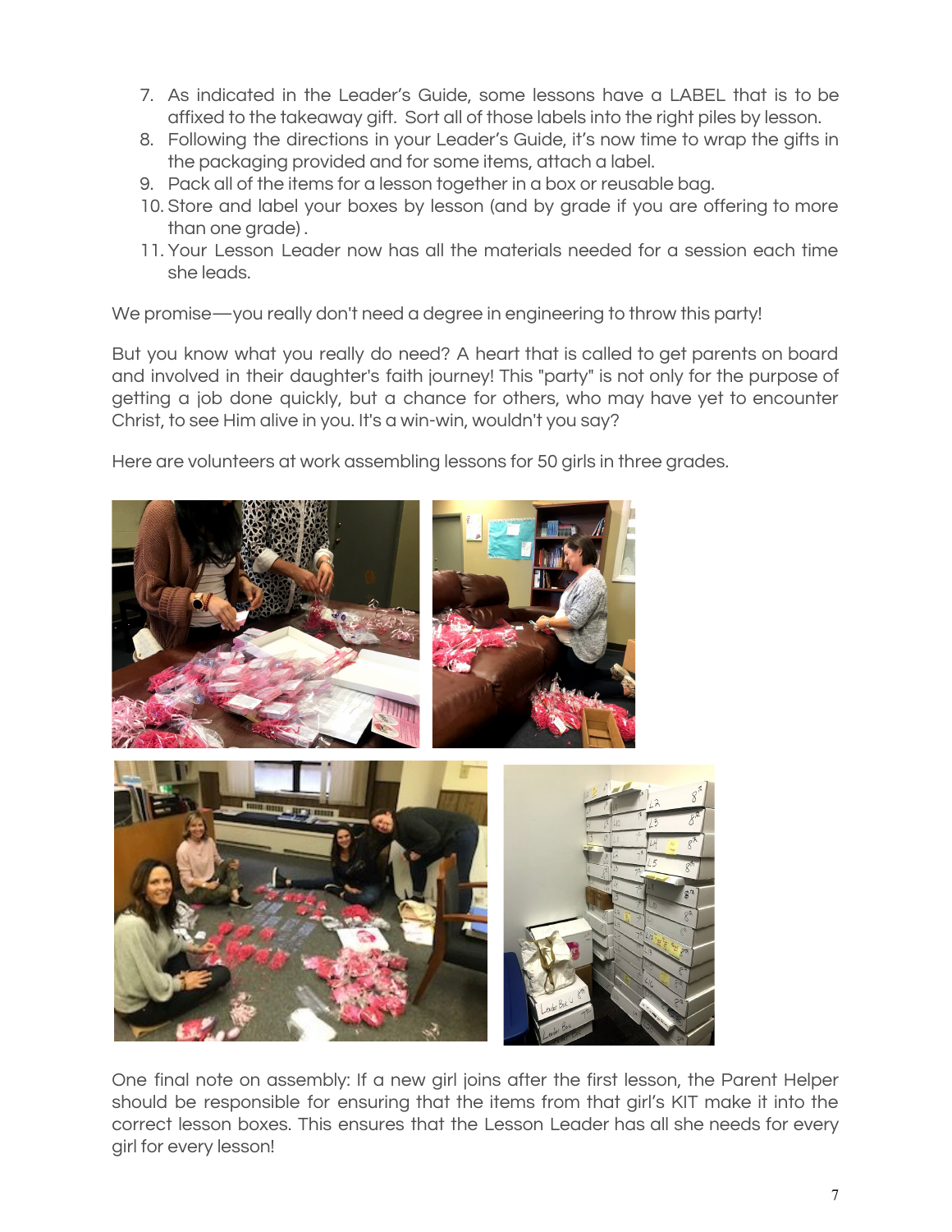7. As indicated in the Leader's Guide, some lessons have a LABEL that is to be affixed to the takeaway gift. Sort all of those labels into the right piles by lesson.
8. Following the directions in your Leader's Guide, it's now time to wrap the gifts in the packaging provided and for some items, attach a label.
9. Pack all of the items for a lesson together in a box or reusable bag.
10. Store and label your boxes by lesson (and by grade if you are offering to more than one grade) .
11. Your Lesson Leader now has all the materials needed for a session each time she leads.

We promise—you really don't need a degree in engineering to throw this party!

But you know what you really do need? A heart that is called to get parents on board and involved in their daughter's faith journey! This "party" is not only for the purpose of getting a job done quickly, but a chance for others, who may have yet to encounter Christ, to see Him alive in you. It's a win-win, wouldn't you say?

Here are volunteers at work assembling lessons for 50 girls in three grades.

One final note on assembly: If a new girl joins after the first lesson, the Parent Helper should be responsible for ensuring that the items from that girl's KIT make it into the correct lesson boxes. This ensures that the Lesson Leader has all she needs for every girl for every lesson!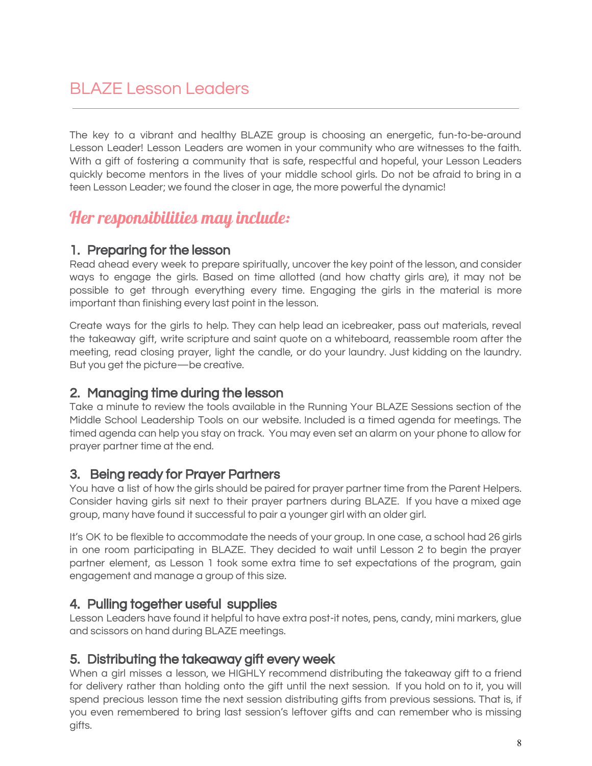# BLAZE Lesson Leaders

The key to a vibrant and healthy BLAZE group is choosing an energetic, fun-to-be-around Lesson Leader! Lesson Leaders are women in your community who are witnesses to the faith. With a gift of fostering a community that is safe, respectful and hopeful, your Lesson Leaders quickly become mentors in the lives of your middle school girls. Do not be afraid to bring in a teen Lesson Leader; we found the closer in age, the more powerful the dynamic!

## *Her responsibilities may include:*

### 1. Preparing for the lesson

Read ahead every week to prepare spiritually, uncover the key point of the lesson, and consider ways to engage the girls. Based on time allotted (and how chatty girls are), it may not be possible to get through everything every time. Engaging the girls in the material is more important than finishing every last point in the lesson.

Create ways for the girls to help. They can help lead an icebreaker, pass out materials, reveal the takeaway gift, write scripture and saint quote on a whiteboard, reassemble room after the meeting, read closing prayer, light the candle, or do your laundry. Just kidding on the laundry. But you get the picture—be creative.

### 2. Managing time during the lesson

Take a minute to review the tools available in the Running Your BLAZE Sessions section of the Middle School Leadership Tools on our website. Included is a timed agenda for meetings. The timed agenda can help you stay on track. You may even set an alarm on your phone to allow for prayer partner time at the end.

### 3. Being ready for Prayer Partners

You have a list of how the girls should be paired for prayer partner time from the Parent Helpers. Consider having girls sit next to their prayer partners during BLAZE. If you have a mixed age group, many have found it successful to pair a younger girl with an older girl.

It's OK to be flexible to accommodate the needs of your group. In one case, a school had 26 girls in one room participating in BLAZE. They decided to wait until Lesson 2 to begin the prayer partner element, as Lesson 1 took some extra time to set expectations of the program, gain engagement and manage a group of this size.

### 4. Pulling together useful supplies

Lesson Leaders have found it helpful to have extra post-it notes, pens, candy, mini markers, glue and scissors on hand during BLAZE meetings.

### 5. Distributing the takeaway gift every week

When a girl misses a lesson, we HIGHLY recommend distributing the takeaway gift to a friend for delivery rather than holding onto the gift until the next session. If you hold on to it, you will spend precious lesson time the next session distributing gifts from previous sessions. That is, if you even remembered to bring last session's leftover gifts and can remember who is missing gifts.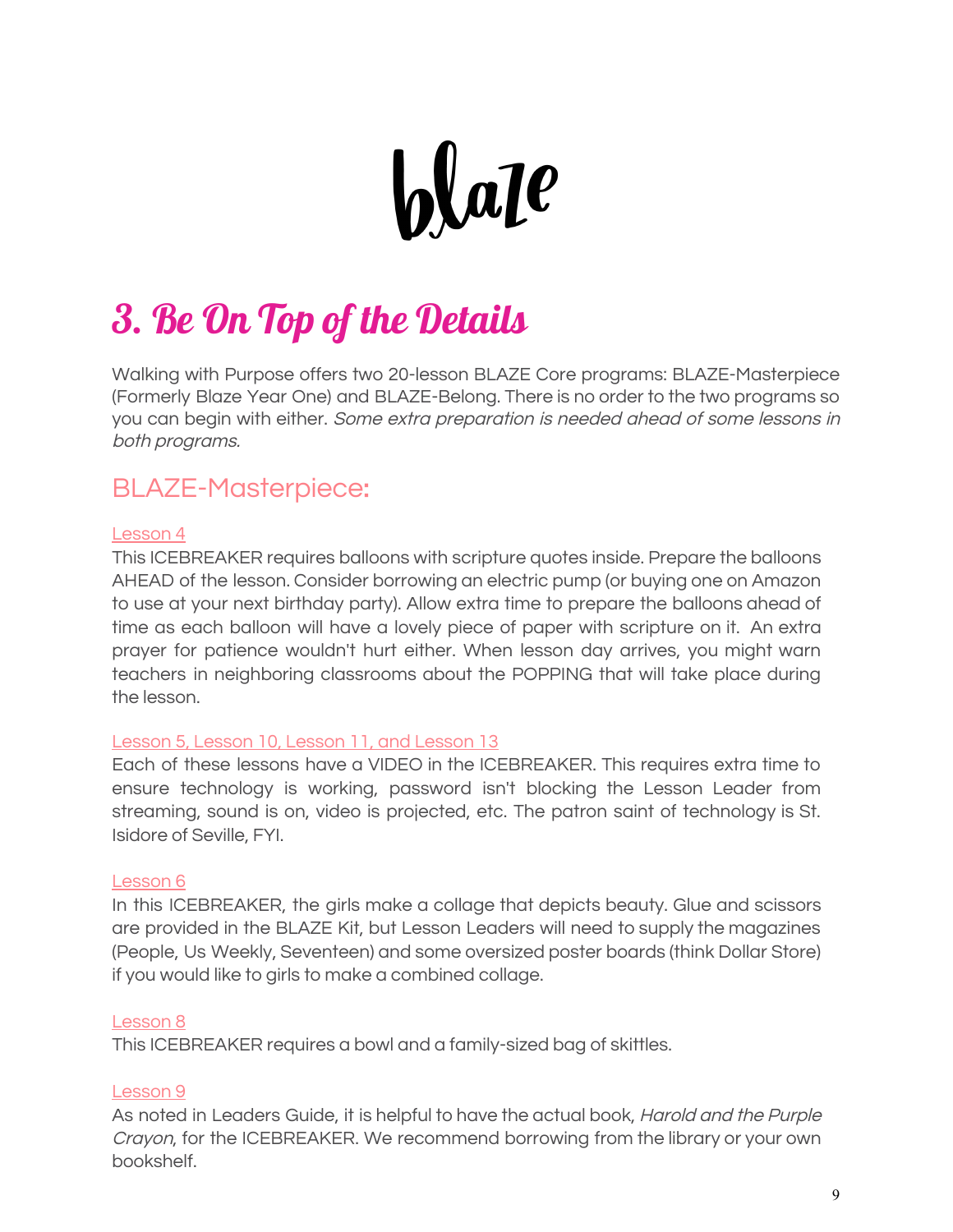# blaze

## 3. Be On Top of the Details

Walking with Purpose offers two 20-lesson BLAZE Core programs: BLAZE-Masterpiece (Formerly Blaze Year One) and BLAZE-Belong. There is no order to the two programs so you can begin with either. *Some extra preparation is needed ahead of some lessons in both programs.*

### BLAZE-Masterpiece:

Lesson 4

This ICEBREAKER requires balloons with scripture quotes inside. Prepare the balloons AHEAD of the lesson. Consider borrowing an electric pump (or buying one on Amazon to use at your next birthday party). Allow extra time to prepare the balloons ahead of time as each balloon will have a lovely piece of paper with scripture on it. An extra prayer for patience wouldn't hurt either. When lesson day arrives, you might warn teachers in neighboring classrooms about the POPPING that will take place during the lesson.

Lesson 5, Lesson 10, Lesson 11, and Lesson 13

Each of these lessons have a VIDEO in the ICEBREAKER. This requires extra time to ensure technology is working, password isn't blocking the Lesson Leader from streaming, sound is on, video is projected, etc. The patron saint of technology is St. Isidore of Seville, FYI.

Lesson 6

In this ICEBREAKER, the girls make a collage that depicts beauty. Glue and scissors are provided in the BLAZE Kit, but Lesson Leaders will need to supply the magazines (People, Us Weekly, Seventeen) and some oversized poster boards (think Dollar Store) if you would like to girls to make a combined collage.

Lesson 8

This ICEBREAKER requires a bowl and a family-sized bag of skittles.

Lesson 9

As noted in Leaders Guide, it is helpful to have the actual book, *Harold and the Purple Crayon,* for the ICEBREAKER. We recommend borrowing from the library or your own bookshelf.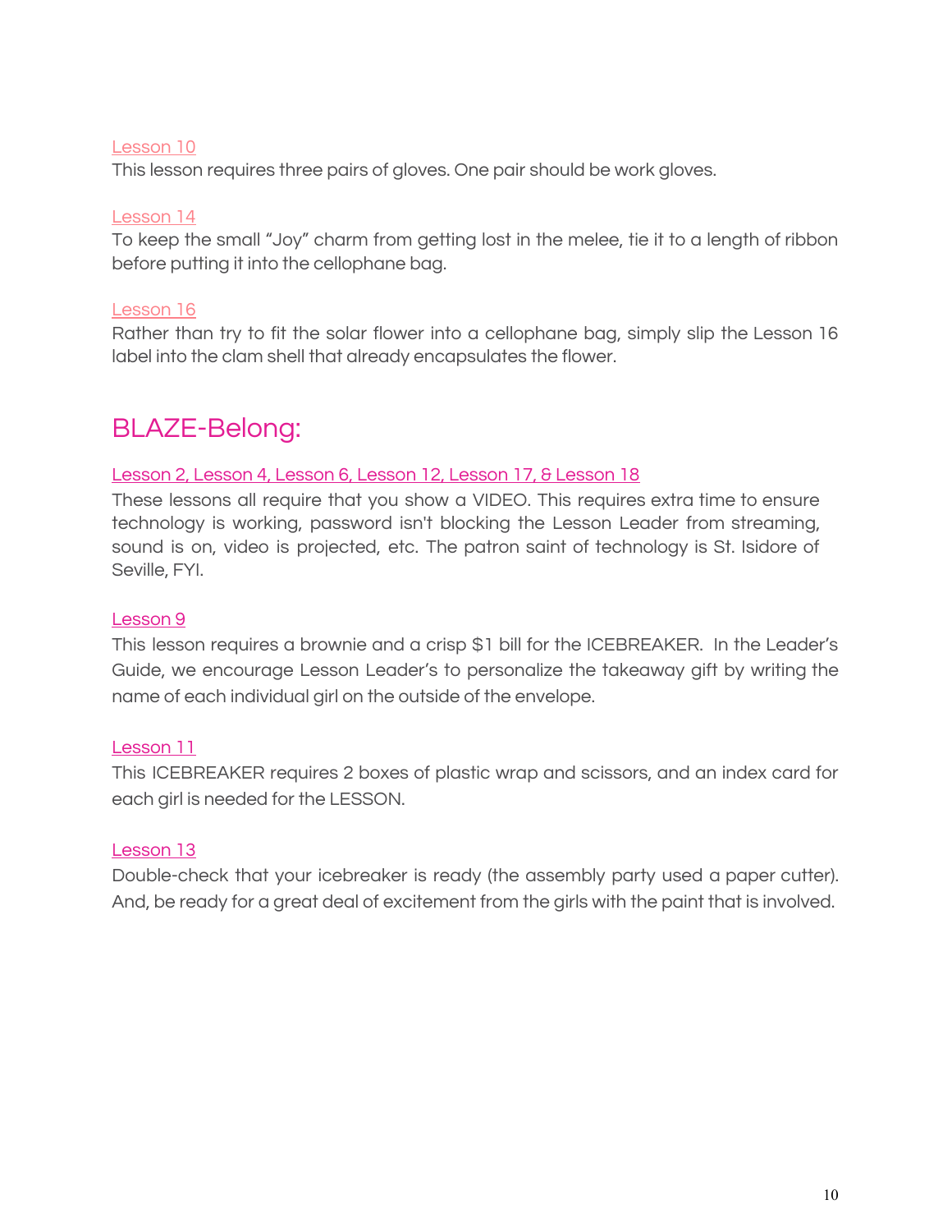Lesson 10

This lesson requires three pairs of gloves. One pair should be work gloves.

Lesson 14

To keep the small "Joy" charm from getting lost in the melee, tie it to a length of ribbon before putting it into the cellophane bag.

Lesson 16

Rather than try to fit the solar flower into a cellophane bag, simply slip the Lesson 16 label into the clam shell that already encapsulates the flower.

## BLAZE-Belong:

Lesson 2, Lesson 4, Lesson 6, Lesson 12, Lesson 17, & Lesson 18

These lessons all require that you show a VIDEO. This requires extra time to ensure technology is working, password isn't blocking the Lesson Leader from streaming, sound is on, video is projected, etc. The patron saint of technology is St. Isidore of Seville, FYI.

Lesson 9

This lesson requires a brownie and a crisp $1 bill for the ICEBREAKER. In the Leader's Guide, we encourage Lesson Leader's to personalize the takeaway gift by writing the name of each individual girl on the outside of the envelope.

Lesson 11

This ICEBREAKER requires 2 boxes of plastic wrap and scissors, and an index card for each girl is needed for the LESSON.

Lesson 13

Double-check that your icebreaker is ready (the assembly party used a paper cutter). And, be ready for a great deal of excitement from the girls with the paint that is involved.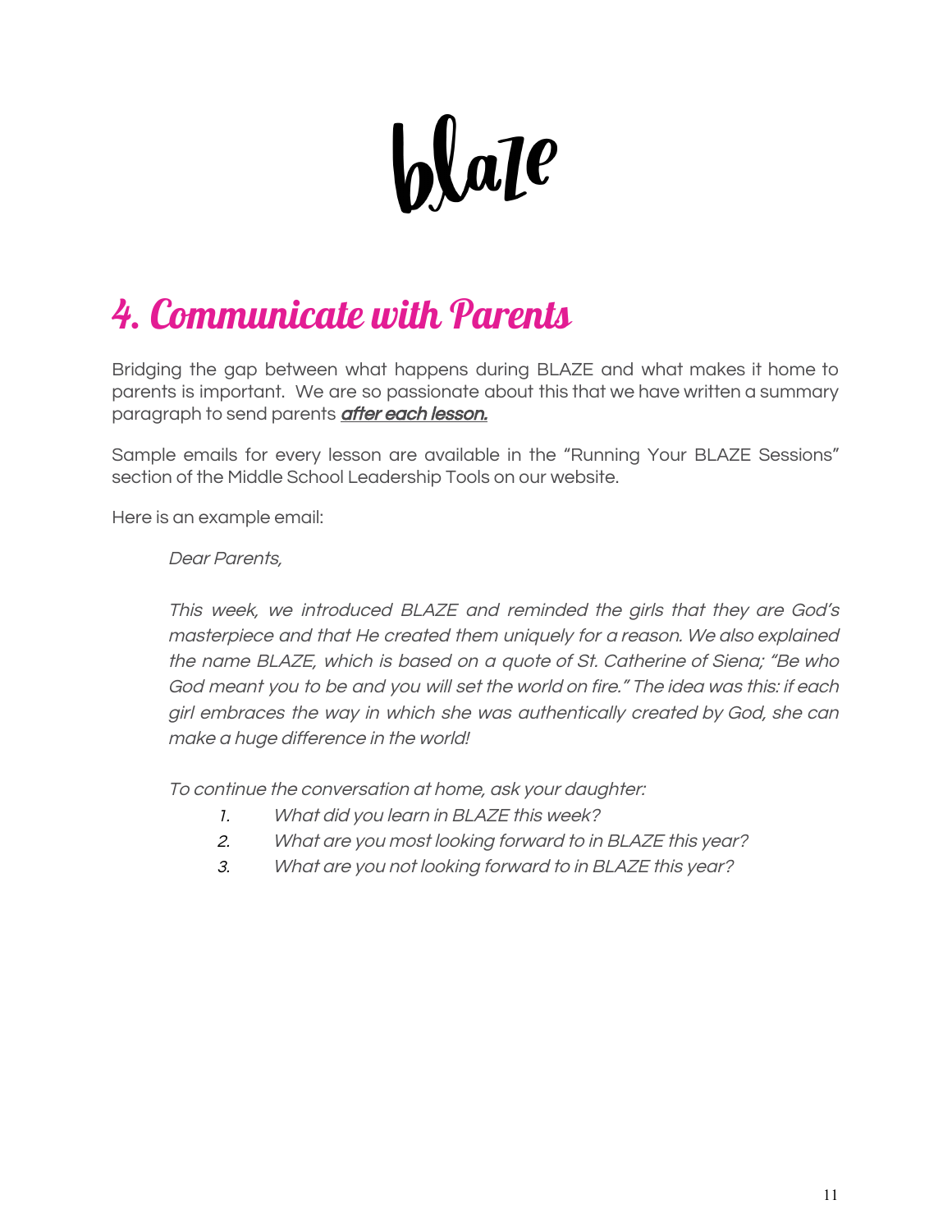# blaze

## 4. Communicate with Parents

Bridging the gap between what happens during BLAZE and what makes it home to parents is important. We are so passionate about this that we have written a summary paragraph to send parents ***after each lesson.***

Sample emails for every lesson are available in the "Running Your BLAZE Sessions" section of the Middle School Leadership Tools on our website.

Here is an example email:

> *Dear Parents,*
>
> *This week, we introduced BLAZE and reminded the girls that they are God's masterpiece and that He created them uniquely for a reason. We also explained the name BLAZE, which is based on a quote of St. Catherine of Siena; "Be who God meant you to be and you will set the world on fire." The idea was this: if each girl embraces the way in which she was authentically created by God, she can make a huge difference in the world!*
>
> *To continue the conversation at home, ask your daughter:*
>
> 1. *What did you learn in BLAZE this week?*
> 2. *What are you most looking forward to in BLAZE this year?*
> 3. *What are you not looking forward to in BLAZE this year?*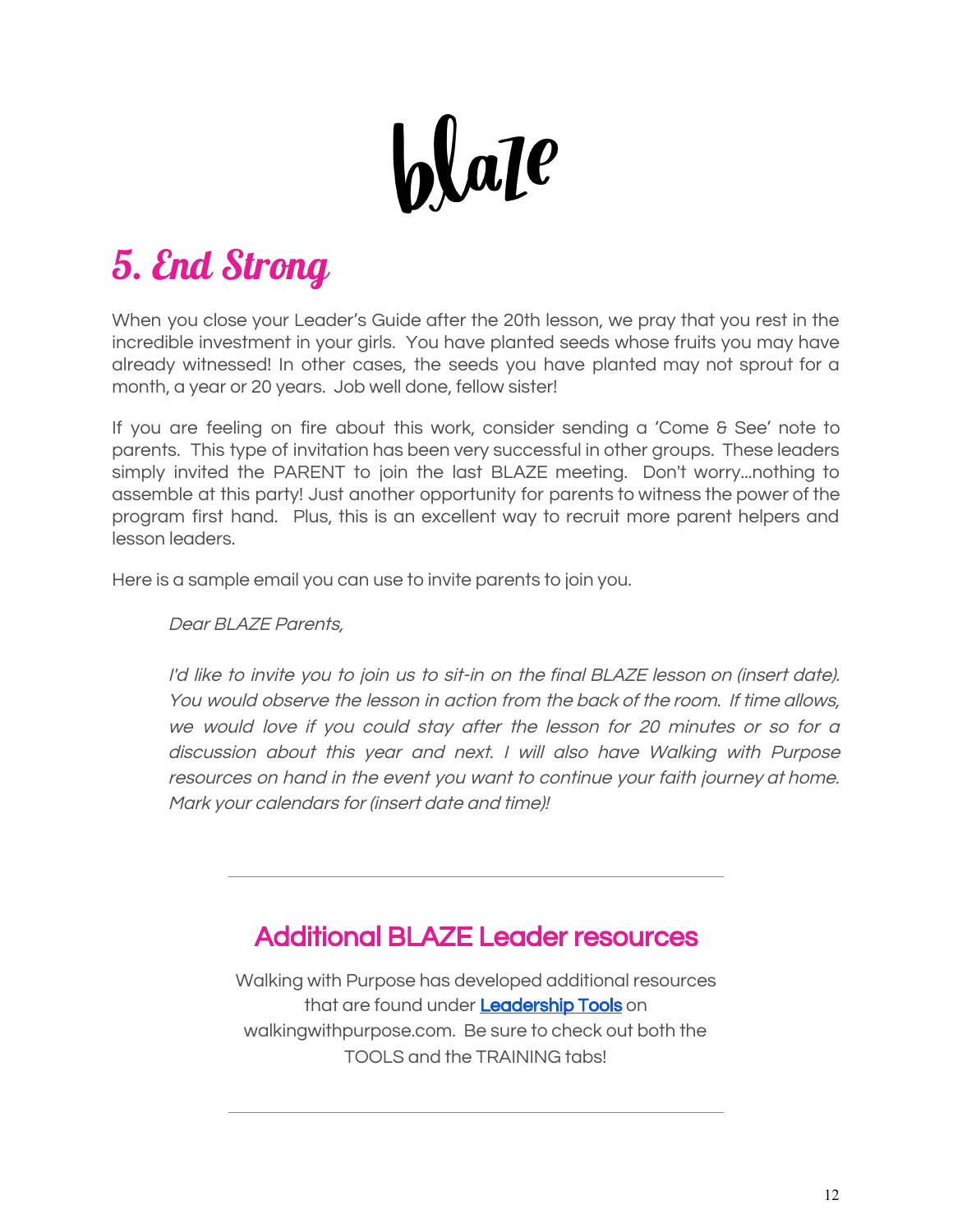# blaze

## 5. End Strong

When you close your Leader's Guide after the 20th lesson, we pray that you rest in the incredible investment in your girls. You have planted seeds whose fruits you may have already witnessed! In other cases, the seeds you have planted may not sprout for a month, a year or 20 years. Job well done, fellow sister!

If you are feeling on fire about this work, consider sending a 'Come & See' note to parents. This type of invitation has been very successful in other groups. These leaders simply invited the PARENT to join the last BLAZE meeting. Don't worry...nothing to assemble at this party! Just another opportunity for parents to witness the power of the program first hand. Plus, this is an excellent way to recruit more parent helpers and lesson leaders.

Here is a sample email you can use to invite parents to join you.

> *Dear BLAZE Parents,*
>
> *I'd like to invite you to join us to sit-in on the final BLAZE lesson on (insert date). You would observe the lesson in action from the back of the room. If time allows, we would love if you could stay after the lesson for 20 minutes or so for a discussion about this year and next. I will also have Walking with Purpose resources on hand in the event you want to continue your faith journey at home. Mark your calendars for (insert date and time)!*

---

### Additional BLAZE Leader resources

Walking with Purpose has developed additional resources that are found under **Leadership Tools** on walkingwithpurpose.com. Be sure to check out both the TOOLS and the TRAINING tabs!

---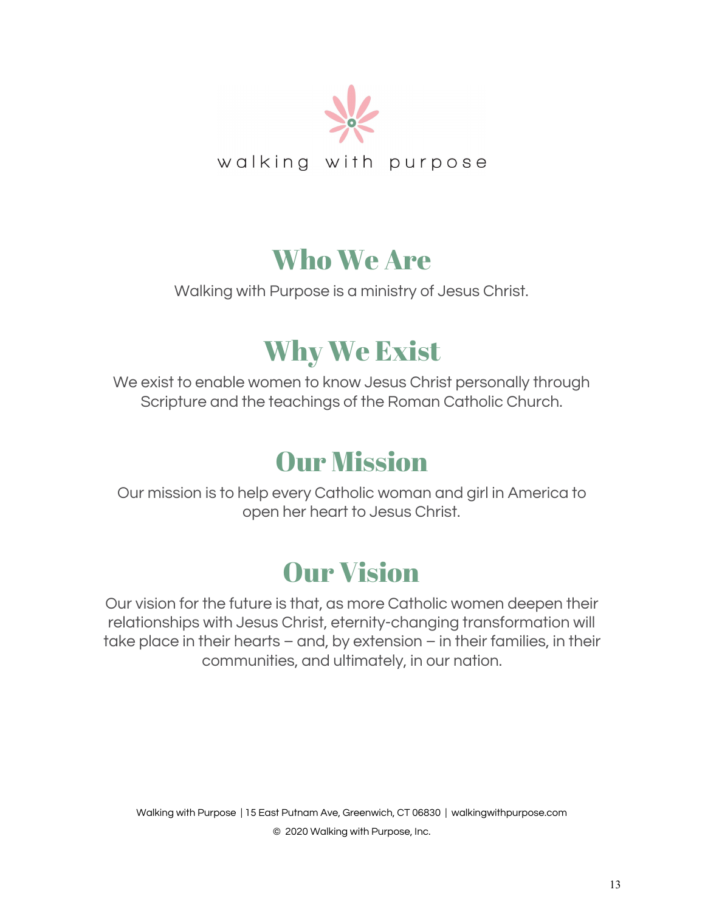walking with purpose

## Who We Are

Walking with Purpose is a ministry of Jesus Christ.

## Why We Exist

We exist to enable women to know Jesus Christ personally through Scripture and the teachings of the Roman Catholic Church.

## Our Mission

Our mission is to help every Catholic woman and girl in America to open her heart to Jesus Christ.

## Our Vision

Our vision for the future is that, as more Catholic women deepen their relationships with Jesus Christ, eternity-changing transformation will take place in their hearts – and, by extension – in their families, in their communities, and ultimately, in our nation.

Walking with Purpose | 15 East Putnam Ave, Greenwich, CT 06830 | walkingwithpurpose.com

© 2020 Walking with Purpose, Inc.